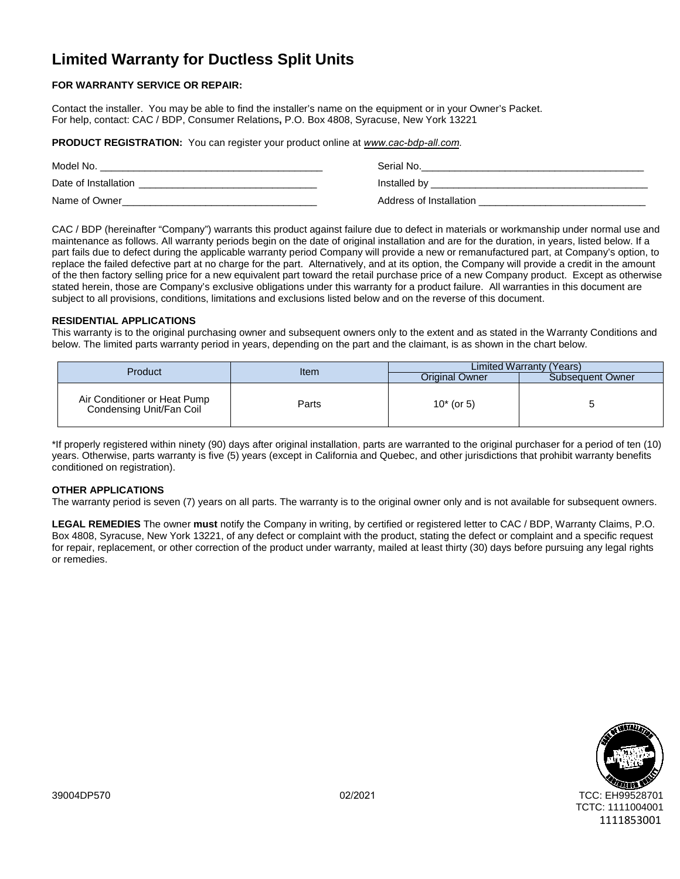# Limited Warranty for Ductless Split Units

**FOR WARRANTY SERVICE OR REPAIR:**

Contact the installer. You may be able to find the installer's name on the equipment or in your Owner's Packet.
For help, contact: CAC / BDP, Consumer Relations**,** P.O. Box 4808, Syracuse, New York 13221

**PRODUCT REGISTRATION:** You can register your product online at *www.cac-bdp-all.com.*

Model No. ________________________________________ Serial No.________________________________________

Date of Installation ________________________________ Installed by ________________________________________

Name of Owner____________________________________ Address of Installation ______________________________

CAC / BDP (hereinafter "Company") warrants this product against failure due to defect in materials or workmanship under normal use and maintenance as follows. All warranty periods begin on the date of original installation and are for the duration, in years, listed below. If a part fails due to defect during the applicable warranty period Company will provide a new or remanufactured part, at Company's option, to replace the failed defective part at no charge for the part. Alternatively, and at its option, the Company will provide a credit in the amount of the then factory selling price for a new equivalent part toward the retail purchase price of a new Company product. Except as otherwise stated herein, those are Company's exclusive obligations under this warranty for a product failure. All warranties in this document are subject to all provisions, conditions, limitations and exclusions listed below and on the reverse of this document.

**RESIDENTIAL APPLICATIONS**
This warranty is to the original purchasing owner and subsequent owners only to the extent and as stated in the Warranty Conditions and below. The limited parts warranty period in years, depending on the part and the claimant, is as shown in the chart below.

| Product | Item | Limited Warranty (Years) | |
|---|---|---|---|
| | | Original Owner | Subsequent Owner |
| Air Conditioner or Heat Pump Condensing Unit/Fan Coil | Parts | 10* (or 5) | 5 |

*If properly registered within ninety (90) days after original installation, parts are warranted to the original purchaser for a period of ten (10) years. Otherwise, parts warranty is five (5) years (except in California and Quebec, and other jurisdictions that prohibit warranty benefits conditioned on registration).

**OTHER APPLICATIONS**
The warranty period is seven (7) years on all parts. The warranty is to the original owner only and is not available for subsequent owners.

**LEGAL REMEDIES** The owner **must** notify the Company in writing, by certified or registered letter to CAC / BDP, Warranty Claims, P.O. Box 4808, Syracuse, New York 13221, of any defect or complaint with the product, stating the defect or complaint and a specific request for repair, replacement, or other correction of the product under warranty, mailed at least thirty (30) days before pursuing any legal rights or remedies.

39004DP570 02/2021 TCC: EH99528701
TCTC: 1111004001
1111853001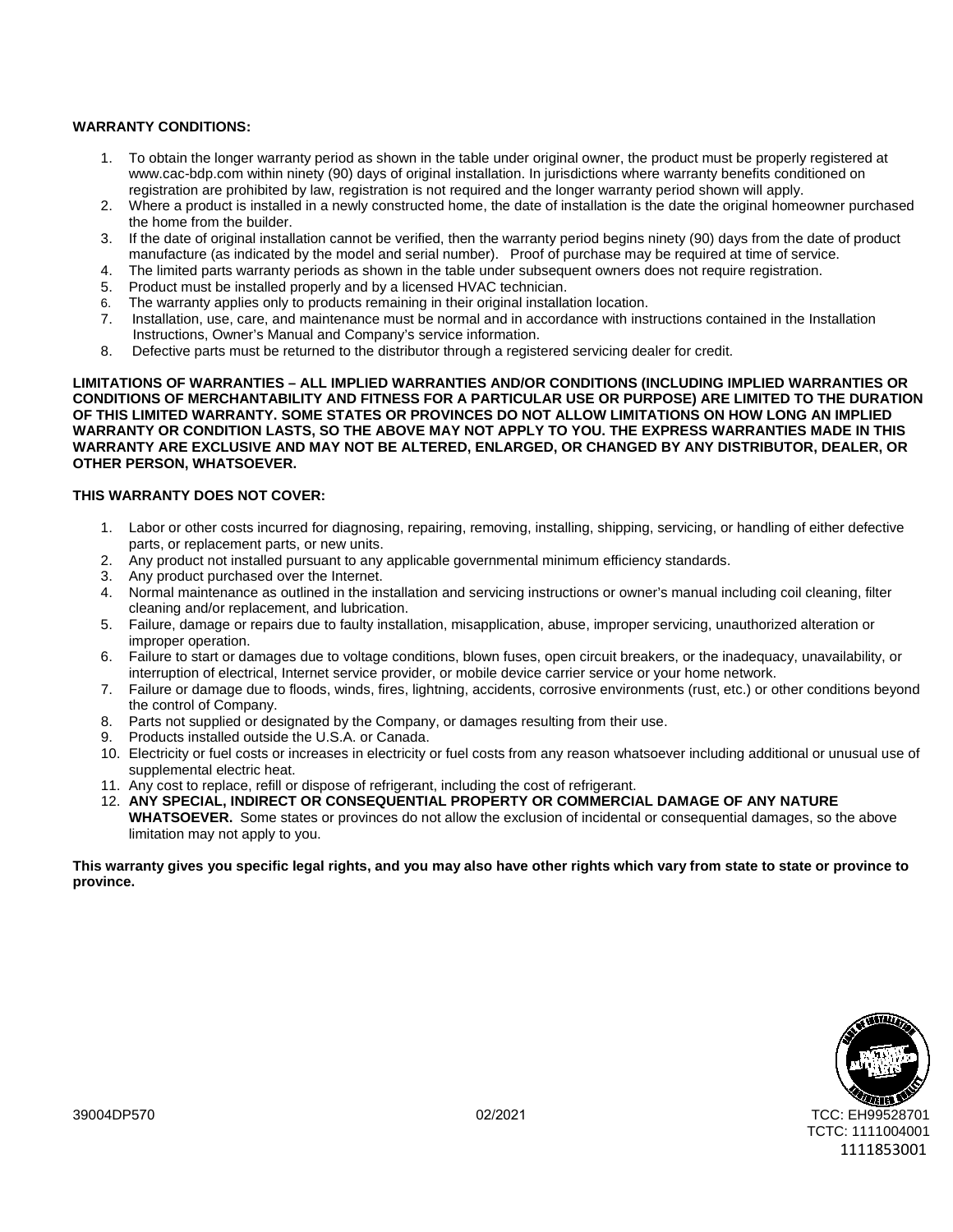**WARRANTY CONDITIONS:**

1. To obtain the longer warranty period as shown in the table under original owner, the product must be properly registered at www.cac-bdp.com within ninety (90) days of original installation. In jurisdictions where warranty benefits conditioned on registration are prohibited by law, registration is not required and the longer warranty period shown will apply.
2. Where a product is installed in a newly constructed home, the date of installation is the date the original homeowner purchased the home from the builder.
3. If the date of original installation cannot be verified, then the warranty period begins ninety (90) days from the date of product manufacture (as indicated by the model and serial number). Proof of purchase may be required at time of service.
4. The limited parts warranty periods as shown in the table under subsequent owners does not require registration.
5. Product must be installed properly and by a licensed HVAC technician.
6. The warranty applies only to products remaining in their original installation location.
7. Installation, use, care, and maintenance must be normal and in accordance with instructions contained in the Installation Instructions, Owner's Manual and Company's service information.
8. Defective parts must be returned to the distributor through a registered servicing dealer for credit.

**LIMITATIONS OF WARRANTIES – ALL IMPLIED WARRANTIES AND/OR CONDITIONS (INCLUDING IMPLIED WARRANTIES OR CONDITIONS OF MERCHANTABILITY AND FITNESS FOR A PARTICULAR USE OR PURPOSE) ARE LIMITED TO THE DURATION OF THIS LIMITED WARRANTY. SOME STATES OR PROVINCES DO NOT ALLOW LIMITATIONS ON HOW LONG AN IMPLIED WARRANTY OR CONDITION LASTS, SO THE ABOVE MAY NOT APPLY TO YOU. THE EXPRESS WARRANTIES MADE IN THIS WARRANTY ARE EXCLUSIVE AND MAY NOT BE ALTERED, ENLARGED, OR CHANGED BY ANY DISTRIBUTOR, DEALER, OR OTHER PERSON, WHATSOEVER.**

**THIS WARRANTY DOES NOT COVER:**

1. Labor or other costs incurred for diagnosing, repairing, removing, installing, shipping, servicing, or handling of either defective parts, or replacement parts, or new units.
2. Any product not installed pursuant to any applicable governmental minimum efficiency standards.
3. Any product purchased over the Internet.
4. Normal maintenance as outlined in the installation and servicing instructions or owner's manual including coil cleaning, filter cleaning and/or replacement, and lubrication.
5. Failure, damage or repairs due to faulty installation, misapplication, abuse, improper servicing, unauthorized alteration or improper operation.
6. Failure to start or damages due to voltage conditions, blown fuses, open circuit breakers, or the inadequacy, unavailability, or interruption of electrical, Internet service provider, or mobile device carrier service or your home network.
7. Failure or damage due to floods, winds, fires, lightning, accidents, corrosive environments (rust, etc.) or other conditions beyond the control of Company.
8. Parts not supplied or designated by the Company, or damages resulting from their use.
9. Products installed outside the U.S.A. or Canada.
10. Electricity or fuel costs or increases in electricity or fuel costs from any reason whatsoever including additional or unusual use of supplemental electric heat.
11. Any cost to replace, refill or dispose of refrigerant, including the cost of refrigerant.
12. **ANY SPECIAL, INDIRECT OR CONSEQUENTIAL PROPERTY OR COMMERCIAL DAMAGE OF ANY NATURE WHATSOEVER.** Some states or provinces do not allow the exclusion of incidental or consequential damages, so the above limitation may not apply to you.

**This warranty gives you specific legal rights, and you may also have other rights which vary from state to state or province to province.**

39004DP570 02/2021

TCC: EH99528701
TCTC: 1111004001
1111853001